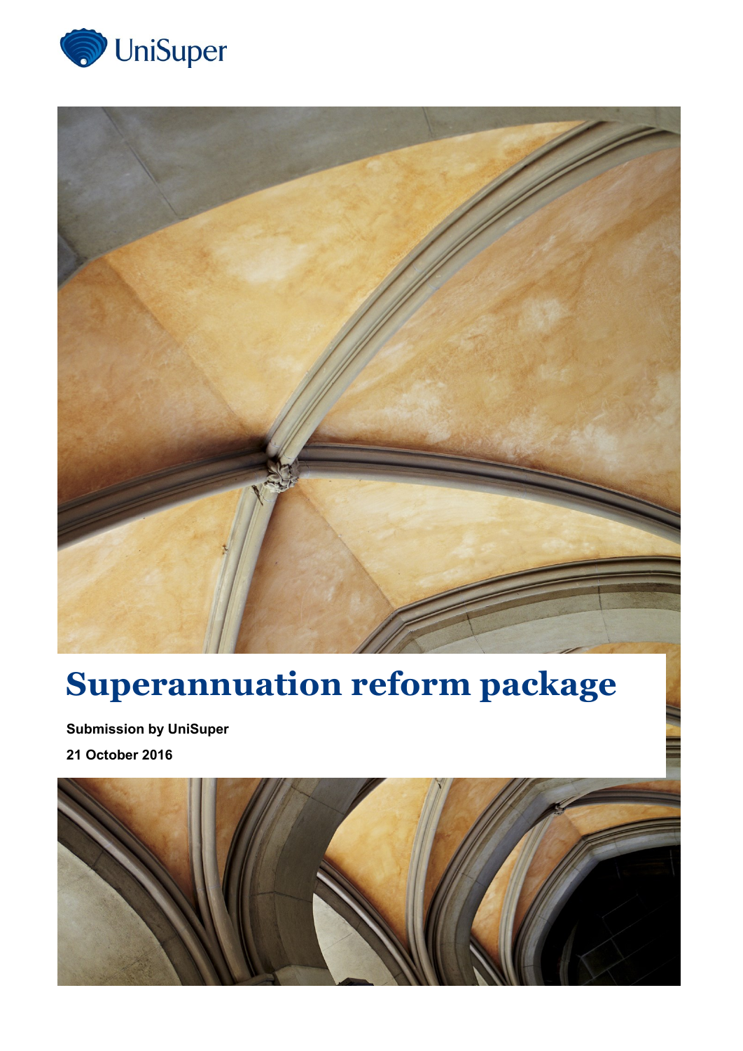UniSuper

# Superannuation reform package

**Submission by UniSuper**

**21 October 2016**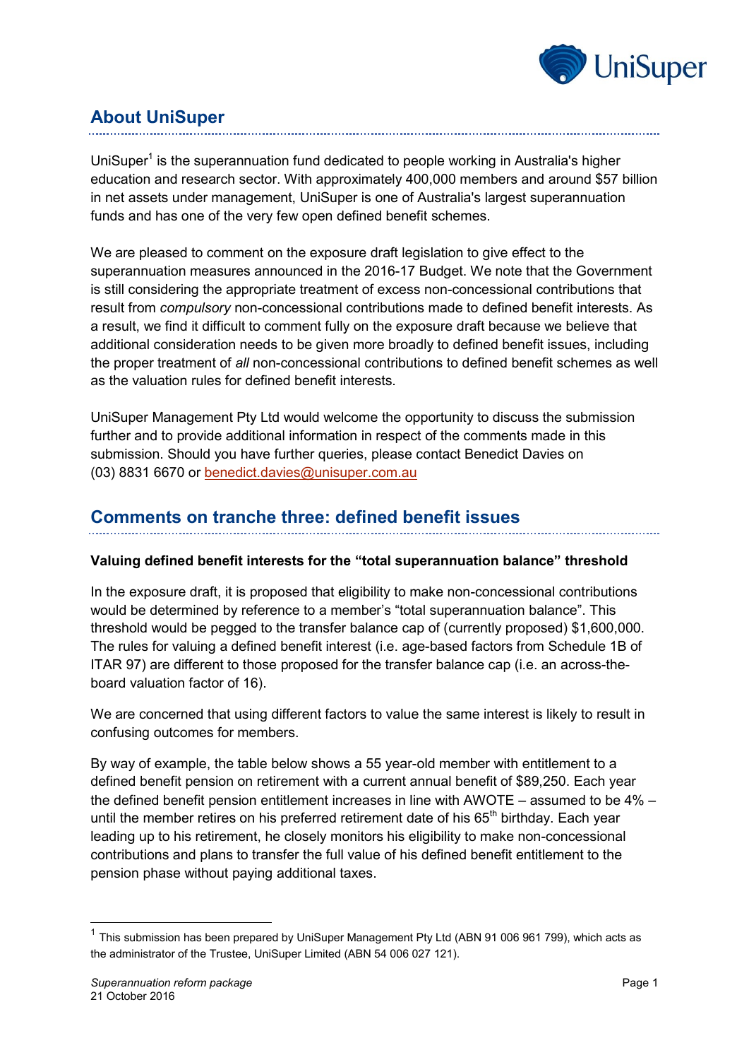## About UniSuper

UniSuper[1] is the superannuation fund dedicated to people working in Australia's higher education and research sector. With approximately 400,000 members and around $57 billion in net assets under management, UniSuper is one of Australia's largest superannuation funds and has one of the very few open defined benefit schemes.

We are pleased to comment on the exposure draft legislation to give effect to the superannuation measures announced in the 2016-17 Budget. We note that the Government is still considering the appropriate treatment of excess non-concessional contributions that result from *compulsory* non-concessional contributions made to defined benefit interests. As a result, we find it difficult to comment fully on the exposure draft because we believe that additional consideration needs to be given more broadly to defined benefit issues, including the proper treatment of *all* non-concessional contributions to defined benefit schemes as well as the valuation rules for defined benefit interests.

UniSuper Management Pty Ltd would welcome the opportunity to discuss the submission further and to provide additional information in respect of the comments made in this submission. Should you have further queries, please contact Benedict Davies on (03) 8831 6670 or benedict.davies@unisuper.com.au

## Comments on tranche three: defined benefit issues

**Valuing defined benefit interests for the "total superannuation balance" threshold**

In the exposure draft, it is proposed that eligibility to make non-concessional contributions would be determined by reference to a member's "total superannuation balance". This threshold would be pegged to the transfer balance cap of (currently proposed) $1,600,000. The rules for valuing a defined benefit interest (i.e. age-based factors from Schedule 1B of ITAR 97) are different to those proposed for the transfer balance cap (i.e. an across-the-board valuation factor of 16).

We are concerned that using different factors to value the same interest is likely to result in confusing outcomes for members.

By way of example, the table below shows a 55 year-old member with entitlement to a defined benefit pension on retirement with a current annual benefit of $89,250. Each year the defined benefit pension entitlement increases in line with AWOTE – assumed to be 4% – until the member retires on his preferred retirement date of his 65th birthday. Each year leading up to his retirement, he closely monitors his eligibility to make non-concessional contributions and plans to transfer the full value of his defined benefit entitlement to the pension phase without paying additional taxes.

[1] This submission has been prepared by UniSuper Management Pty Ltd (ABN 91 006 961 799), which acts as the administrator of the Trustee, UniSuper Limited (ABN 54 006 027 121).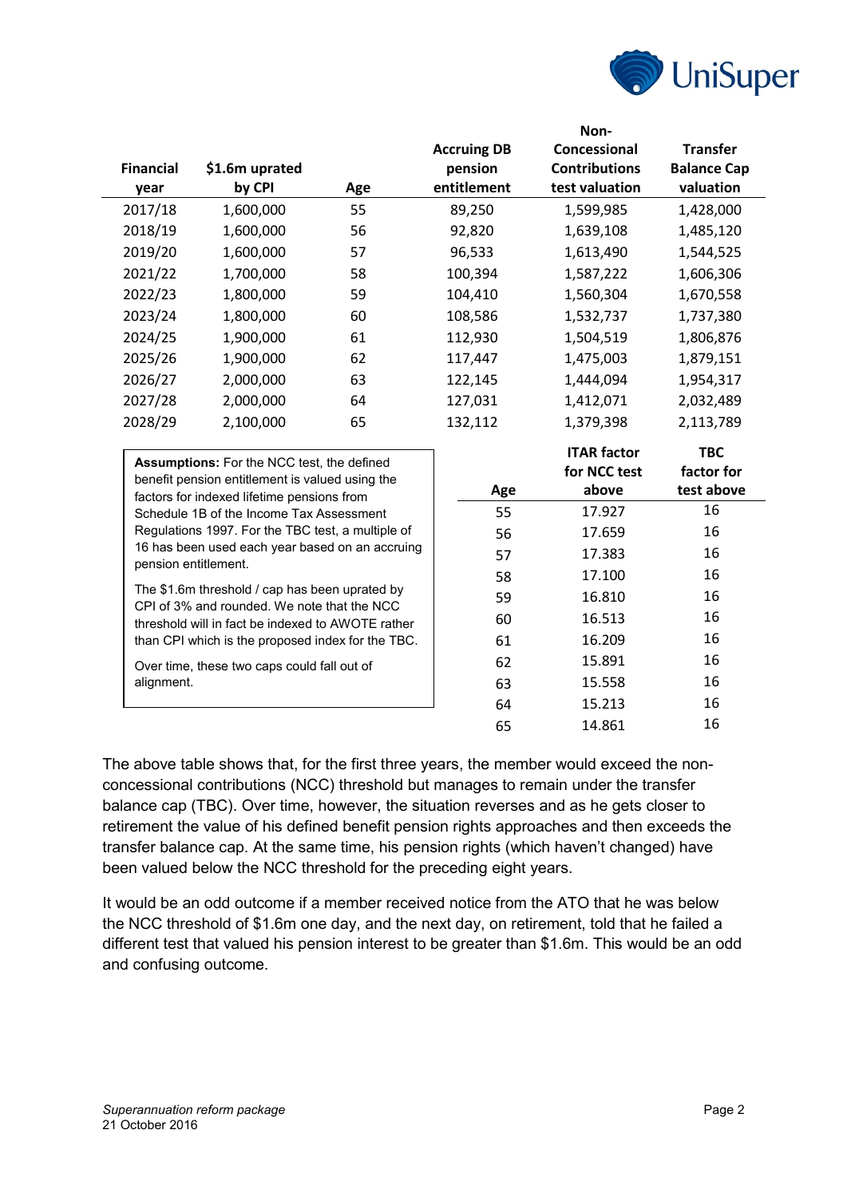| Financial year | $1.6m uprated by CPI | Age | Accruing DB pension entitlement | Non-Concessional Contributions test valuation | Transfer Balance Cap valuation |
|---|---|---|---|---|---|
| 2017/18 | 1,600,000 | 55 | 89,250 | 1,599,985 | 1,428,000 |
| 2018/19 | 1,600,000 | 56 | 92,820 | 1,639,108 | 1,485,120 |
| 2019/20 | 1,600,000 | 57 | 96,533 | 1,613,490 | 1,544,525 |
| 2021/22 | 1,700,000 | 58 | 100,394 | 1,587,222 | 1,606,306 |
| 2022/23 | 1,800,000 | 59 | 104,410 | 1,560,304 | 1,670,558 |
| 2023/24 | 1,800,000 | 60 | 108,586 | 1,532,737 | 1,737,380 |
| 2024/25 | 1,900,000 | 61 | 112,930 | 1,504,519 | 1,806,876 |
| 2025/26 | 1,900,000 | 62 | 117,447 | 1,475,003 | 1,879,151 |
| 2026/27 | 2,000,000 | 63 | 122,145 | 1,444,094 | 1,954,317 |
| 2027/28 | 2,000,000 | 64 | 127,031 | 1,412,071 | 2,032,489 |
| 2028/29 | 2,100,000 | 65 | 132,112 | 1,379,398 | 2,113,789 |

**Assumptions:** For the NCC test, the defined benefit pension entitlement is valued using the factors for indexed lifetime pensions from Schedule 1B of the Income Tax Assessment Regulations 1997. For the TBC test, a multiple of 16 has been used each year based on an accruing pension entitlement.

The $1.6m threshold / cap has been uprated by CPI of 3% and rounded. We note that the NCC threshold will in fact be indexed to AWOTE rather than CPI which is the proposed index for the TBC.

Over time, these two caps could fall out of alignment.

| Age | ITAR factor for NCC test above | TBC factor for test above |
|---|---|---|
| 55 | 17.927 | 16 |
| 56 | 17.659 | 16 |
| 57 | 17.383 | 16 |
| 58 | 17.100 | 16 |
| 59 | 16.810 | 16 |
| 60 | 16.513 | 16 |
| 61 | 16.209 | 16 |
| 62 | 15.891 | 16 |
| 63 | 15.558 | 16 |
| 64 | 15.213 | 16 |
| 65 | 14.861 | 16 |

The above table shows that, for the first three years, the member would exceed the non-concessional contributions (NCC) threshold but manages to remain under the transfer balance cap (TBC). Over time, however, the situation reverses and as he gets closer to retirement the value of his defined benefit pension rights approaches and then exceeds the transfer balance cap. At the same time, his pension rights (which haven't changed) have been valued below the NCC threshold for the preceding eight years.

It would be an odd outcome if a member received notice from the ATO that he was below the NCC threshold of $1.6m one day, and the next day, on retirement, told that he failed a different test that valued his pension interest to be greater than $1.6m. This would be an odd and confusing outcome.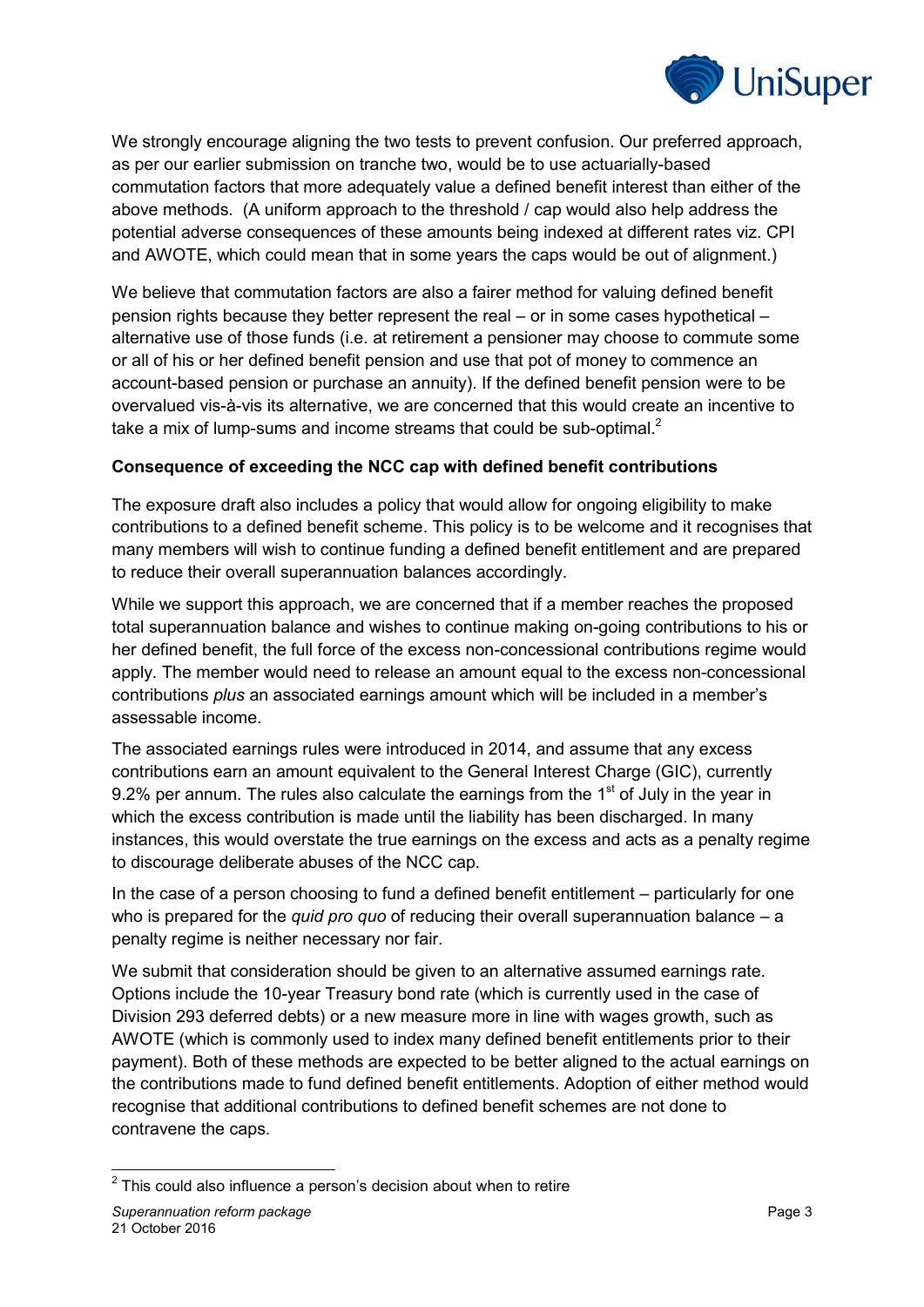We strongly encourage aligning the two tests to prevent confusion. Our preferred approach, as per our earlier submission on tranche two, would be to use actuarially-based commutation factors that more adequately value a defined benefit interest than either of the above methods. (A uniform approach to the threshold / cap would also help address the potential adverse consequences of these amounts being indexed at different rates viz. CPI and AWOTE, which could mean that in some years the caps would be out of alignment.)

We believe that commutation factors are also a fairer method for valuing defined benefit pension rights because they better represent the real – or in some cases hypothetical – alternative use of those funds (i.e. at retirement a pensioner may choose to commute some or all of his or her defined benefit pension and use that pot of money to commence an account-based pension or purchase an annuity). If the defined benefit pension were to be overvalued vis-à-vis its alternative, we are concerned that this would create an incentive to take a mix of lump-sums and income streams that could be sub-optimal.[2]

**Consequence of exceeding the NCC cap with defined benefit contributions**

The exposure draft also includes a policy that would allow for ongoing eligibility to make contributions to a defined benefit scheme. This policy is to be welcome and it recognises that many members will wish to continue funding a defined benefit entitlement and are prepared to reduce their overall superannuation balances accordingly.

While we support this approach, we are concerned that if a member reaches the proposed total superannuation balance and wishes to continue making on-going contributions to his or her defined benefit, the full force of the excess non-concessional contributions regime would apply. The member would need to release an amount equal to the excess non-concessional contributions *plus* an associated earnings amount which will be included in a member's assessable income.

The associated earnings rules were introduced in 2014, and assume that any excess contributions earn an amount equivalent to the General Interest Charge (GIC), currently 9.2% per annum. The rules also calculate the earnings from the 1st of July in the year in which the excess contribution is made until the liability has been discharged. In many instances, this would overstate the true earnings on the excess and acts as a penalty regime to discourage deliberate abuses of the NCC cap.

In the case of a person choosing to fund a defined benefit entitlement – particularly for one who is prepared for the *quid pro quo* of reducing their overall superannuation balance – a penalty regime is neither necessary nor fair.

We submit that consideration should be given to an alternative assumed earnings rate. Options include the 10-year Treasury bond rate (which is currently used in the case of Division 293 deferred debts) or a new measure more in line with wages growth, such as AWOTE (which is commonly used to index many defined benefit entitlements prior to their payment). Both of these methods are expected to be better aligned to the actual earnings on the contributions made to fund defined benefit entitlements. Adoption of either method would recognise that additional contributions to defined benefit schemes are not done to contravene the caps.

[2] This could also influence a person's decision about when to retire